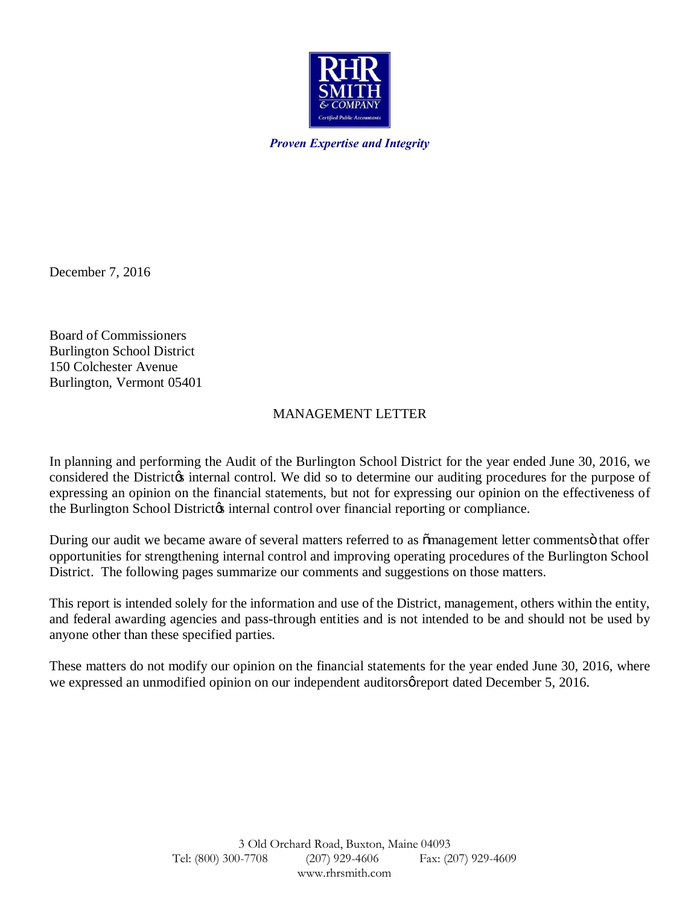RHR SMITH & COMPANY
Certified Public Accountants

*Proven Expertise and Integrity*

December 7, 2016

Board of Commissioners
Burlington School District
150 Colchester Avenue
Burlington, Vermont 05401

## MANAGEMENT LETTER

In planning and performing the Audit of the Burlington School District for the year ended June 30, 2016, we considered the District's internal control. We did so to determine our auditing procedures for the purpose of expressing an opinion on the financial statements, but not for expressing our opinion on the effectiveness of the Burlington School District's internal control over financial reporting or compliance.

During our audit we became aware of several matters referred to as "management letter comments" that offer opportunities for strengthening internal control and improving operating procedures of the Burlington School District. The following pages summarize our comments and suggestions on those matters.

This report is intended solely for the information and use of the District, management, others within the entity, and federal awarding agencies and pass-through entities and is not intended to be and should not be used by anyone other than these specified parties.

These matters do not modify our opinion on the financial statements for the year ended June 30, 2016, where we expressed an unmodified opinion on our independent auditors' report dated December 5, 2016.

3 Old Orchard Road, Buxton, Maine 04093
Tel: (800) 300-7708 (207) 929-4606 Fax: (207) 929-4609
www.rhrsmith.com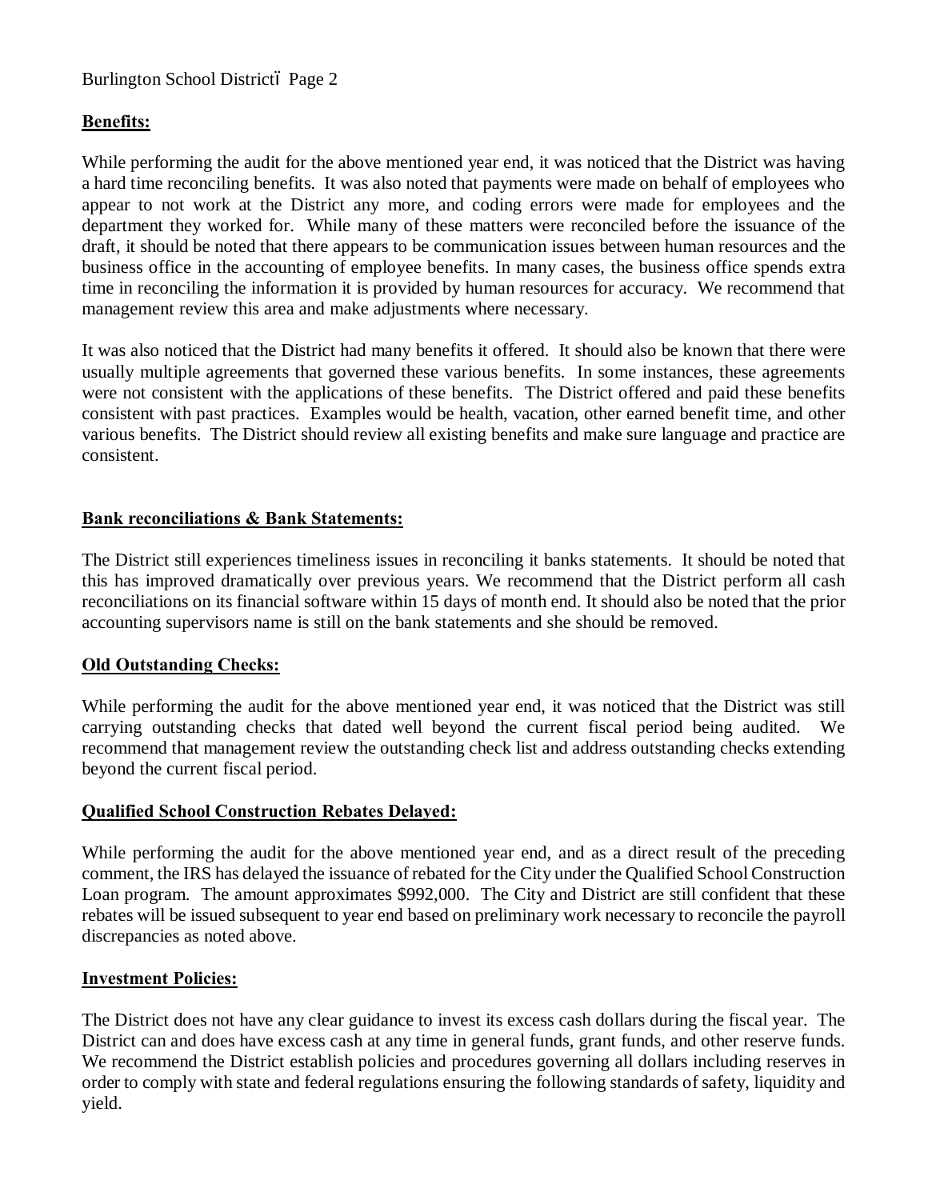**Benefits:**

While performing the audit for the above mentioned year end, it was noticed that the District was having a hard time reconciling benefits. It was also noted that payments were made on behalf of employees who appear to not work at the District any more, and coding errors were made for employees and the department they worked for. While many of these matters were reconciled before the issuance of the draft, it should be noted that there appears to be communication issues between human resources and the business office in the accounting of employee benefits. In many cases, the business office spends extra time in reconciling the information it is provided by human resources for accuracy. We recommend that management review this area and make adjustments where necessary.

It was also noticed that the District had many benefits it offered. It should also be known that there were usually multiple agreements that governed these various benefits. In some instances, these agreements were not consistent with the applications of these benefits. The District offered and paid these benefits consistent with past practices. Examples would be health, vacation, other earned benefit time, and other various benefits. The District should review all existing benefits and make sure language and practice are consistent.

**Bank reconciliations & Bank Statements:**

The District still experiences timeliness issues in reconciling it banks statements. It should be noted that this has improved dramatically over previous years. We recommend that the District perform all cash reconciliations on its financial software within 15 days of month end. It should also be noted that the prior accounting supervisors name is still on the bank statements and she should be removed.

**Old Outstanding Checks:**

While performing the audit for the above mentioned year end, it was noticed that the District was still carrying outstanding checks that dated well beyond the current fiscal period being audited. We recommend that management review the outstanding check list and address outstanding checks extending beyond the current fiscal period.

**Qualified School Construction Rebates Delayed:**

While performing the audit for the above mentioned year end, and as a direct result of the preceding comment, the IRS has delayed the issuance of rebated for the City under the Qualified School Construction Loan program. The amount approximates $992,000. The City and District are still confident that these rebates will be issued subsequent to year end based on preliminary work necessary to reconcile the payroll discrepancies as noted above.

**Investment Policies:**

The District does not have any clear guidance to invest its excess cash dollars during the fiscal year. The District can and does have excess cash at any time in general funds, grant funds, and other reserve funds. We recommend the District establish policies and procedures governing all dollars including reserves in order to comply with state and federal regulations ensuring the following standards of safety, liquidity and yield.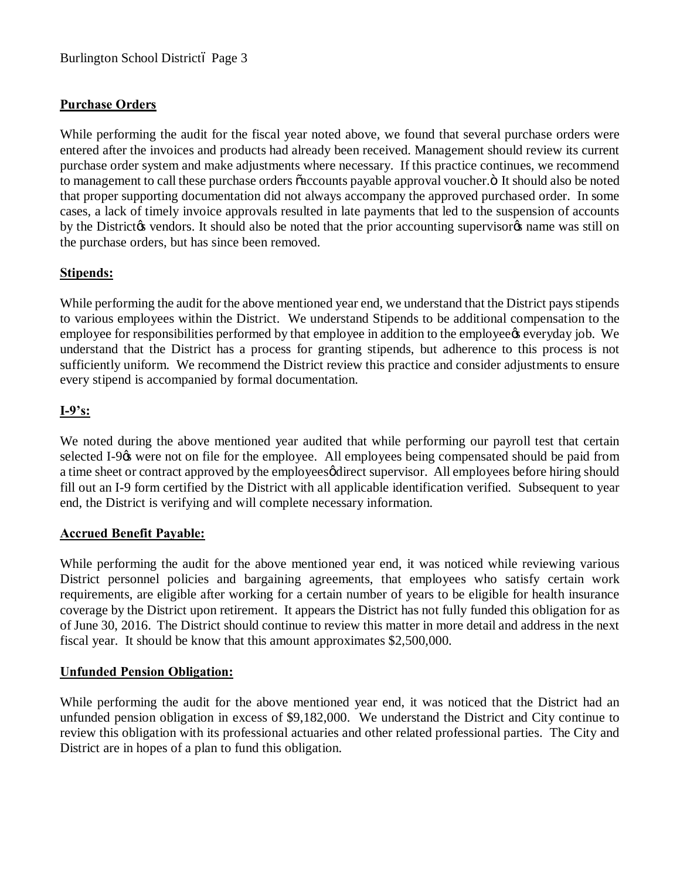**Purchase Orders**

While performing the audit for the fiscal year noted above, we found that several purchase orders were entered after the invoices and products had already been received. Management should review its current purchase order system and make adjustments where necessary. If this practice continues, we recommend to management to call these purchase orders "accounts payable approval voucher." It should also be noted that proper supporting documentation did not always accompany the approved purchased order. In some cases, a lack of timely invoice approvals resulted in late payments that led to the suspension of accounts by the District's vendors. It should also be noted that the prior accounting supervisor's name was still on the purchase orders, but has since been removed.

**Stipends:**

While performing the audit for the above mentioned year end, we understand that the District pays stipends to various employees within the District. We understand Stipends to be additional compensation to the employee for responsibilities performed by that employee in addition to the employee's everyday job. We understand that the District has a process for granting stipends, but adherence to this process is not sufficiently uniform. We recommend the District review this practice and consider adjustments to ensure every stipend is accompanied by formal documentation.

**I-9's:**

We noted during the above mentioned year audited that while performing our payroll test that certain selected I-9's were not on file for the employee. All employees being compensated should be paid from a time sheet or contract approved by the employees' direct supervisor. All employees before hiring should fill out an I-9 form certified by the District with all applicable identification verified. Subsequent to year end, the District is verifying and will complete necessary information.

**Accrued Benefit Payable:**

While performing the audit for the above mentioned year end, it was noticed while reviewing various District personnel policies and bargaining agreements, that employees who satisfy certain work requirements, are eligible after working for a certain number of years to be eligible for health insurance coverage by the District upon retirement. It appears the District has not fully funded this obligation for as of June 30, 2016. The District should continue to review this matter in more detail and address in the next fiscal year. It should be know that this amount approximates $2,500,000.

**Unfunded Pension Obligation:**

While performing the audit for the above mentioned year end, it was noticed that the District had an unfunded pension obligation in excess of $9,182,000. We understand the District and City continue to review this obligation with its professional actuaries and other related professional parties. The City and District are in hopes of a plan to fund this obligation.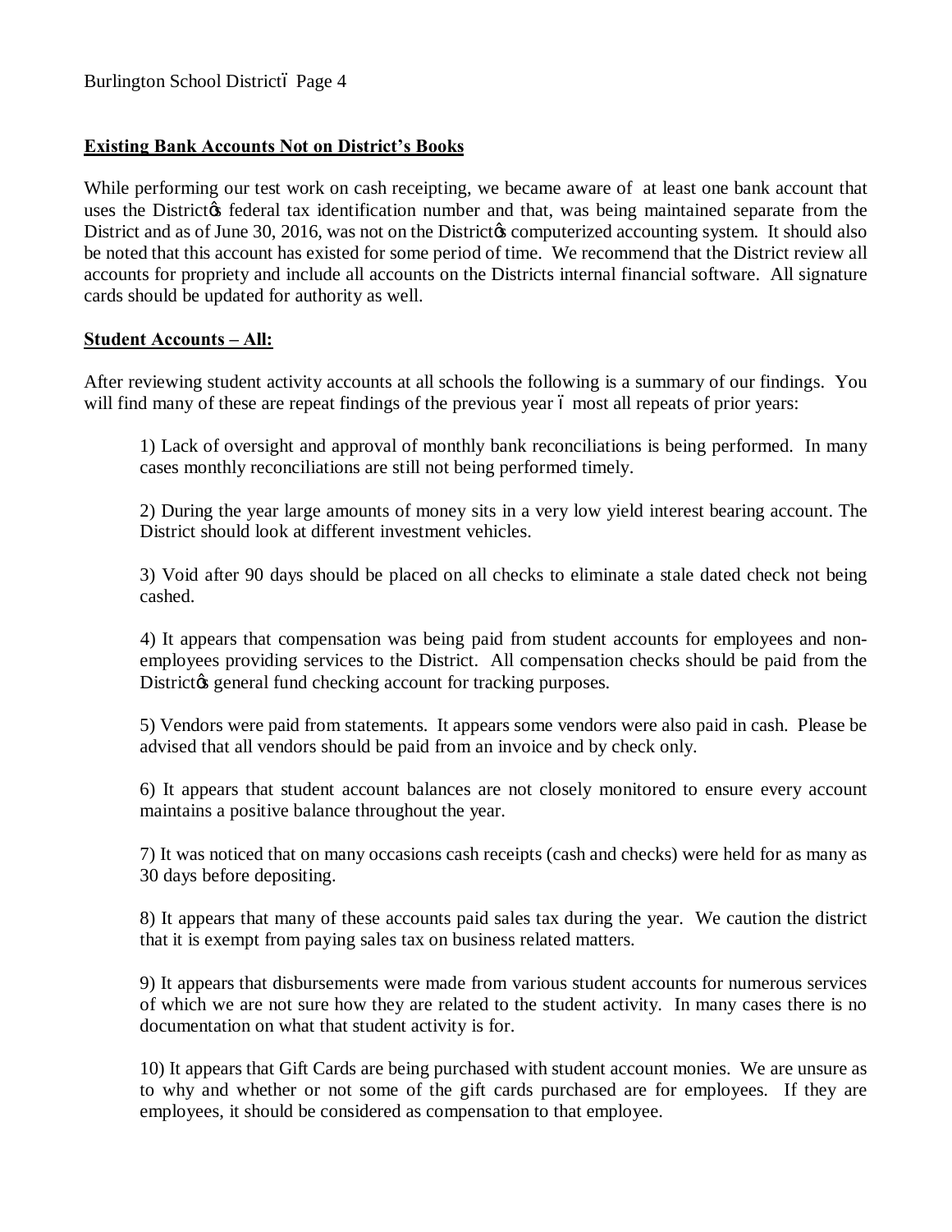## Existing Bank Accounts Not on District's Books

While performing our test work on cash receipting, we became aware of at least one bank account that uses the District's federal tax identification number and that, was being maintained separate from the District and as of June 30, 2016, was not on the District's computerized accounting system. It should also be noted that this account has existed for some period of time. We recommend that the District review all accounts for propriety and include all accounts on the Districts internal financial software. All signature cards should be updated for authority as well.

## Student Accounts – All:

After reviewing student activity accounts at all schools the following is a summary of our findings. You will find many of these are repeat findings of the previous year – most all repeats of prior years:

1) Lack of oversight and approval of monthly bank reconciliations is being performed. In many cases monthly reconciliations are still not being performed timely.

2) During the year large amounts of money sits in a very low yield interest bearing account. The District should look at different investment vehicles.

3) Void after 90 days should be placed on all checks to eliminate a stale dated check not being cashed.

4) It appears that compensation was being paid from student accounts for employees and non-employees providing services to the District. All compensation checks should be paid from the District's general fund checking account for tracking purposes.

5) Vendors were paid from statements. It appears some vendors were also paid in cash. Please be advised that all vendors should be paid from an invoice and by check only.

6) It appears that student account balances are not closely monitored to ensure every account maintains a positive balance throughout the year.

7) It was noticed that on many occasions cash receipts (cash and checks) were held for as many as 30 days before depositing.

8) It appears that many of these accounts paid sales tax during the year. We caution the district that it is exempt from paying sales tax on business related matters.

9) It appears that disbursements were made from various student accounts for numerous services of which we are not sure how they are related to the student activity. In many cases there is no documentation on what that student activity is for.

10) It appears that Gift Cards are being purchased with student account monies. We are unsure as to why and whether or not some of the gift cards purchased are for employees. If they are employees, it should be considered as compensation to that employee.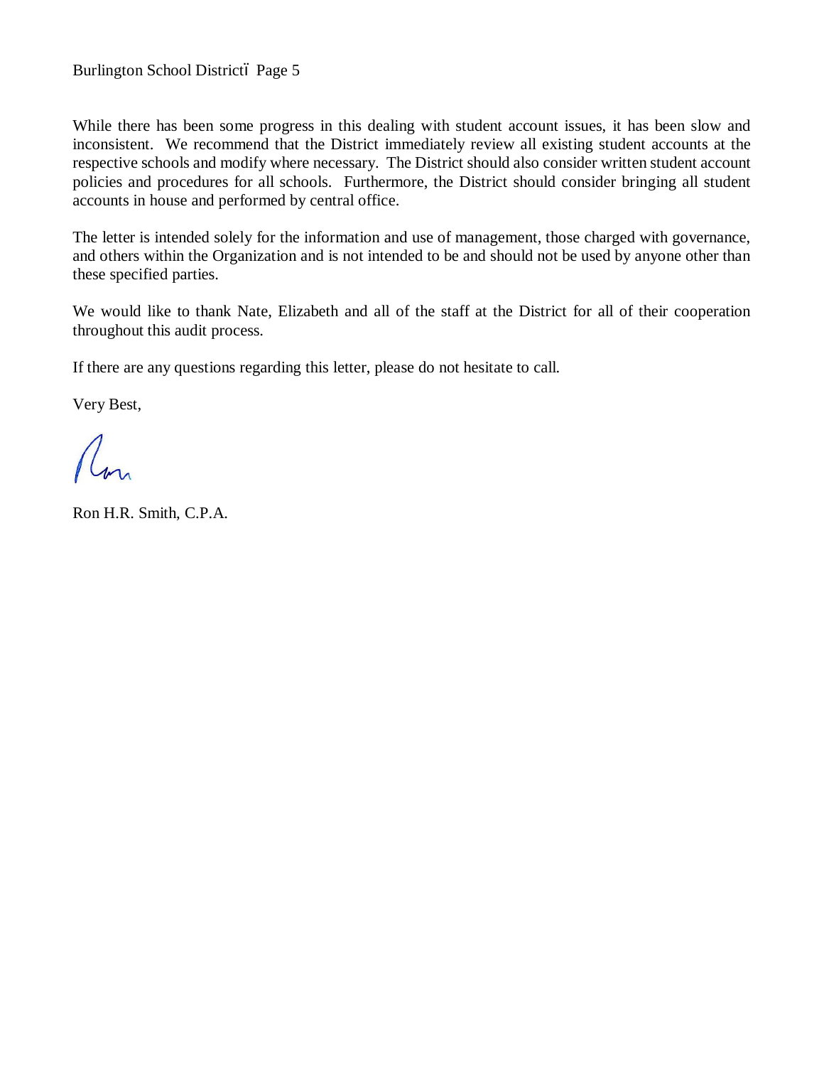While there has been some progress in this dealing with student account issues, it has been slow and inconsistent. We recommend that the District immediately review all existing student accounts at the respective schools and modify where necessary. The District should also consider written student account policies and procedures for all schools. Furthermore, the District should consider bringing all student accounts in house and performed by central office.

The letter is intended solely for the information and use of management, those charged with governance, and others within the Organization and is not intended to be and should not be used by anyone other than these specified parties.

We would like to thank Nate, Elizabeth and all of the staff at the District for all of their cooperation throughout this audit process.

If there are any questions regarding this letter, please do not hesitate to call.

Very Best,

Ron H.R. Smith, C.P.A.